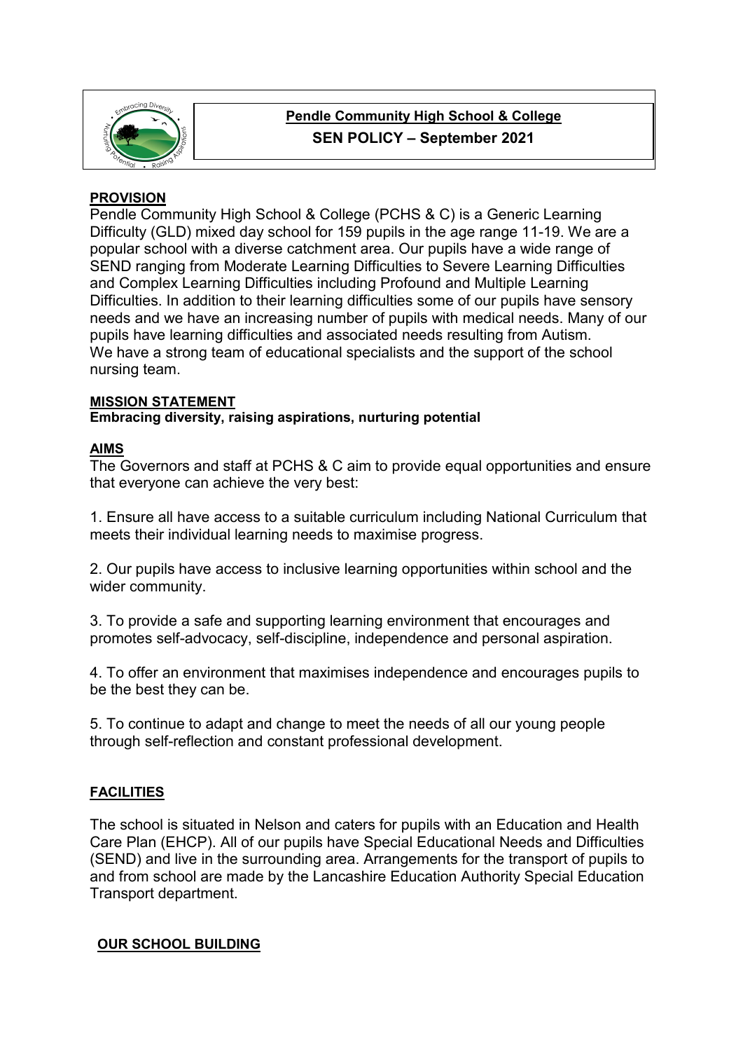**Pendle Community High School & College**

**SEN POLICY – September 2021**

## PROVISION

Pendle Community High School & College (PCHS & C) is a Generic Learning Difficulty (GLD) mixed day school for 159 pupils in the age range 11-19. We are a popular school with a diverse catchment area. Our pupils have a wide range of SEND ranging from Moderate Learning Difficulties to Severe Learning Difficulties and Complex Learning Difficulties including Profound and Multiple Learning Difficulties. In addition to their learning difficulties some of our pupils have sensory needs and we have an increasing number of pupils with medical needs. Many of our pupils have learning difficulties and associated needs resulting from Autism. We have a strong team of educational specialists and the support of the school nursing team.

## MISSION STATEMENT

**Embracing diversity, raising aspirations, nurturing potential**

## AIMS

The Governors and staff at PCHS & C aim to provide equal opportunities and ensure that everyone can achieve the very best:

1. Ensure all have access to a suitable curriculum including National Curriculum that meets their individual learning needs to maximise progress.

2. Our pupils have access to inclusive learning opportunities within school and the wider community.

3. To provide a safe and supporting learning environment that encourages and promotes self-advocacy, self-discipline, independence and personal aspiration.

4. To offer an environment that maximises independence and encourages pupils to be the best they can be.

5. To continue to adapt and change to meet the needs of all our young people through self-reflection and constant professional development.

## FACILITIES

The school is situated in Nelson and caters for pupils with an Education and Health Care Plan (EHCP). All of our pupils have Special Educational Needs and Difficulties (SEND) and live in the surrounding area. Arrangements for the transport of pupils to and from school are made by the Lancashire Education Authority Special Education Transport department.

## OUR SCHOOL BUILDING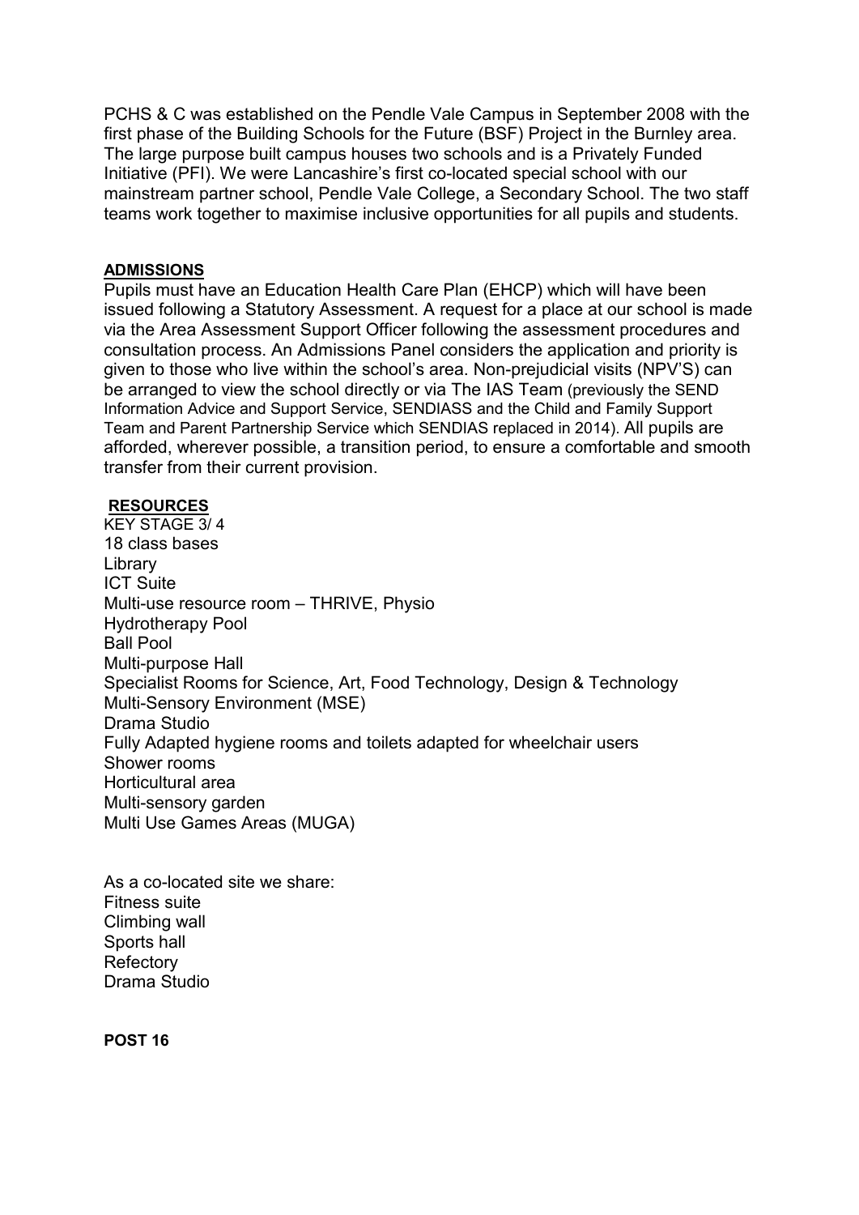PCHS & C was established on the Pendle Vale Campus in September 2008 with the first phase of the Building Schools for the Future (BSF) Project in the Burnley area. The large purpose built campus houses two schools and is a Privately Funded Initiative (PFI). We were Lancashire's first co-located special school with our mainstream partner school, Pendle Vale College, a Secondary School. The two staff teams work together to maximise inclusive opportunities for all pupils and students.

## ADMISSIONS

Pupils must have an Education Health Care Plan (EHCP) which will have been issued following a Statutory Assessment. A request for a place at our school is made via the Area Assessment Support Officer following the assessment procedures and consultation process. An Admissions Panel considers the application and priority is given to those who live within the school's area. Non-prejudicial visits (NPV'S) can be arranged to view the school directly or via The IAS Team (previously the SEND Information Advice and Support Service, SENDIASS and the Child and Family Support Team and Parent Partnership Service which SENDIAS replaced in 2014). All pupils are afforded, wherever possible, a transition period, to ensure a comfortable and smooth transfer from their current provision.

## RESOURCES

KEY STAGE 3/ 4
18 class bases
Library
ICT Suite
Multi-use resource room – THRIVE, Physio
Hydrotherapy Pool
Ball Pool
Multi-purpose Hall
Specialist Rooms for Science, Art, Food Technology, Design & Technology
Multi-Sensory Environment (MSE)
Drama Studio
Fully Adapted hygiene rooms and toilets adapted for wheelchair users
Shower rooms
Horticultural area
Multi-sensory garden
Multi Use Games Areas (MUGA)

As a co-located site we share:
Fitness suite
Climbing wall
Sports hall
Refectory
Drama Studio

**POST 16**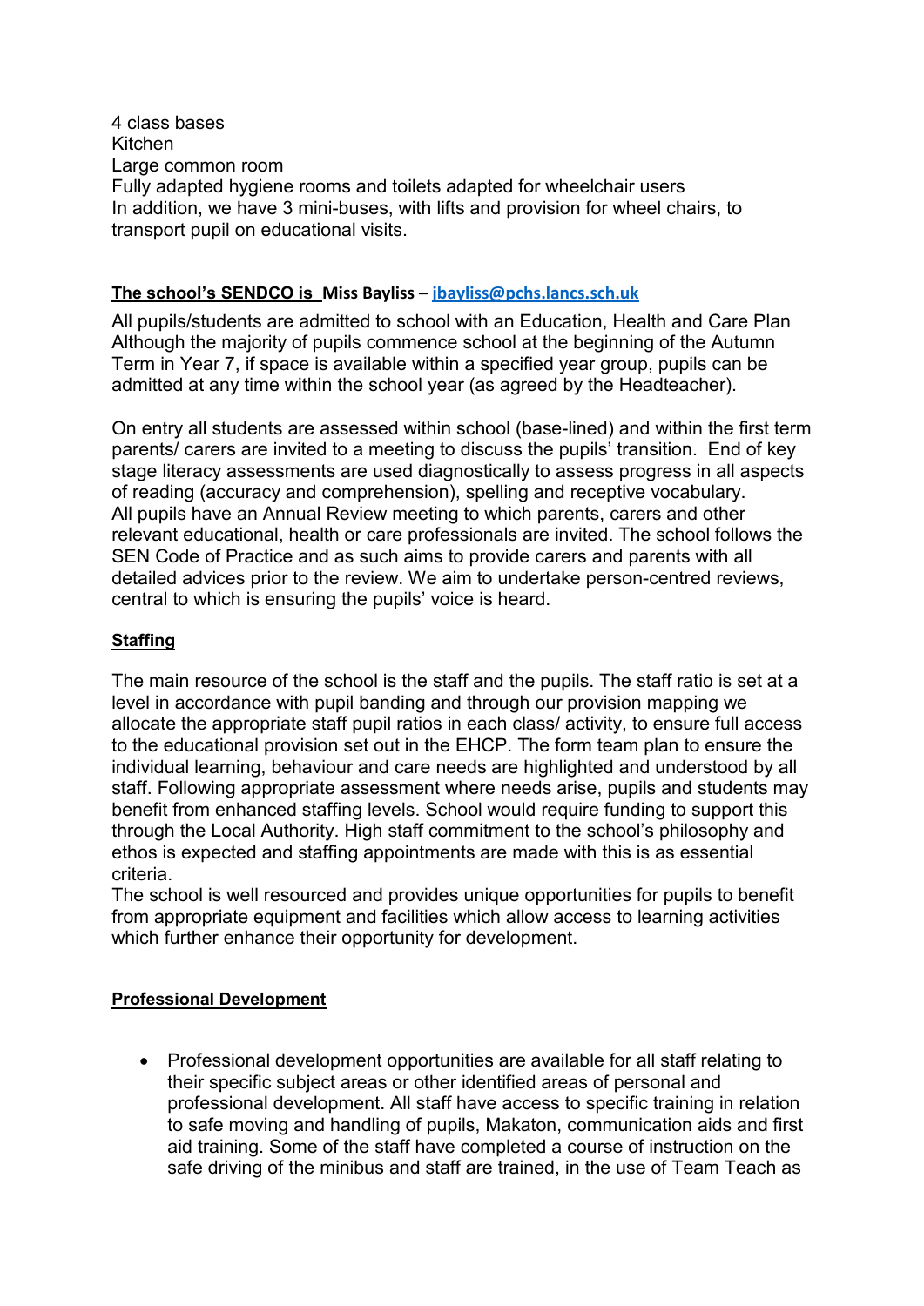4 class bases
Kitchen
Large common room
Fully adapted hygiene rooms and toilets adapted for wheelchair users
In addition, we have 3 mini-buses, with lifts and provision for wheel chairs, to transport pupil on educational visits.

**The school's SENDCO is Miss Bayliss – jbayliss@pchs.lancs.sch.uk**

All pupils/students are admitted to school with an Education, Health and Care Plan Although the majority of pupils commence school at the beginning of the Autumn Term in Year 7, if space is available within a specified year group, pupils can be admitted at any time within the school year (as agreed by the Headteacher).

On entry all students are assessed within school (base-lined) and within the first term parents/ carers are invited to a meeting to discuss the pupils' transition. End of key stage literacy assessments are used diagnostically to assess progress in all aspects of reading (accuracy and comprehension), spelling and receptive vocabulary. All pupils have an Annual Review meeting to which parents, carers and other relevant educational, health or care professionals are invited. The school follows the SEN Code of Practice and as such aims to provide carers and parents with all detailed advices prior to the review. We aim to undertake person-centred reviews, central to which is ensuring the pupils' voice is heard.

**Staffing**

The main resource of the school is the staff and the pupils. The staff ratio is set at a level in accordance with pupil banding and through our provision mapping we allocate the appropriate staff pupil ratios in each class/ activity, to ensure full access to the educational provision set out in the EHCP. The form team plan to ensure the individual learning, behaviour and care needs are highlighted and understood by all staff. Following appropriate assessment where needs arise, pupils and students may benefit from enhanced staffing levels. School would require funding to support this through the Local Authority. High staff commitment to the school's philosophy and ethos is expected and staffing appointments are made with this is as essential criteria.
The school is well resourced and provides unique opportunities for pupils to benefit from appropriate equipment and facilities which allow access to learning activities which further enhance their opportunity for development.

**Professional Development**

- Professional development opportunities are available for all staff relating to their specific subject areas or other identified areas of personal and professional development. All staff have access to specific training in relation to safe moving and handling of pupils, Makaton, communication aids and first aid training. Some of the staff have completed a course of instruction on the safe driving of the minibus and staff are trained, in the use of Team Teach as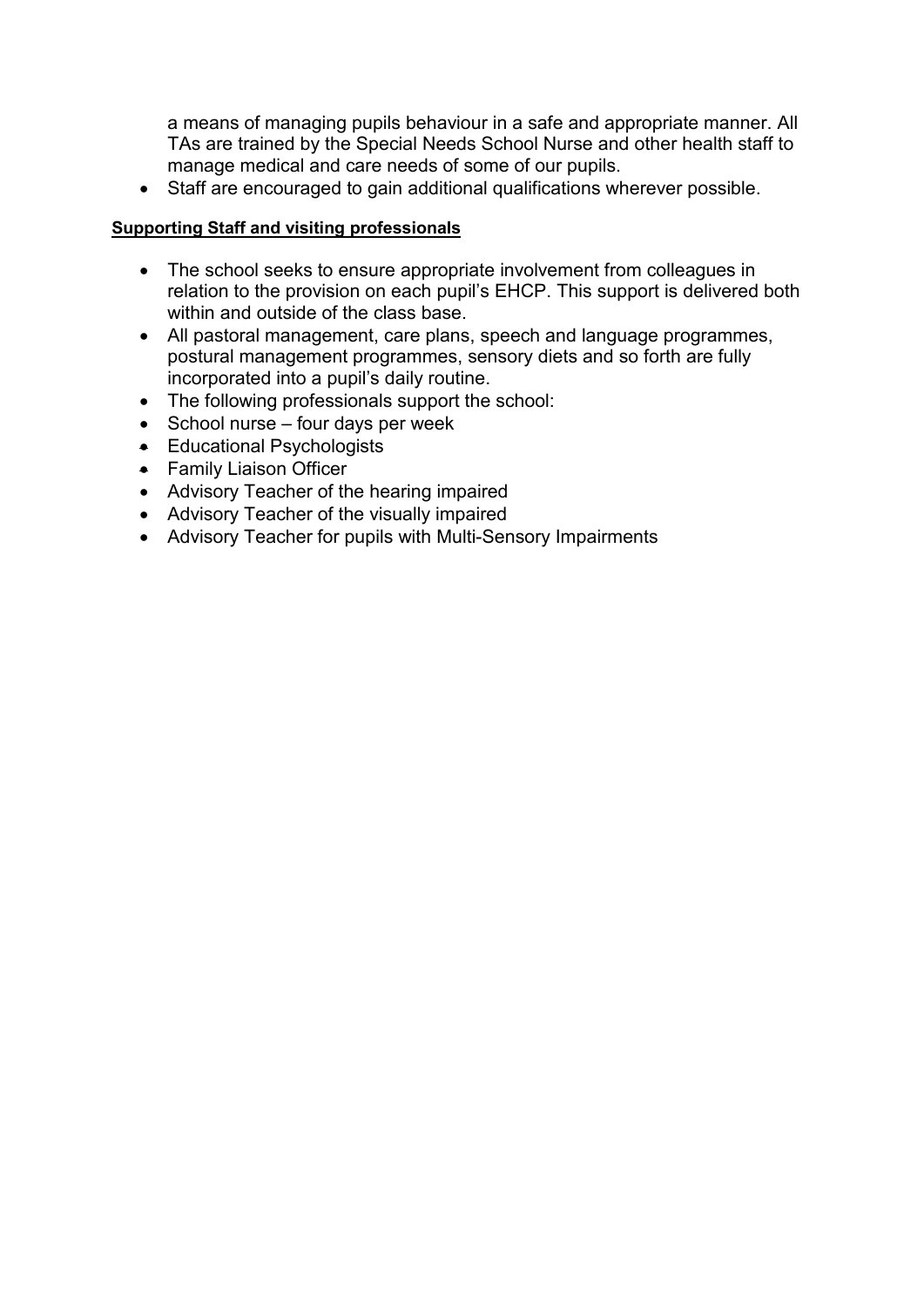a means of managing pupils behaviour in a safe and appropriate manner. All TAs are trained by the Special Needs School Nurse and other health staff to manage medical and care needs of some of our pupils.

- Staff are encouraged to gain additional qualifications wherever possible.

**Supporting Staff and visiting professionals**

- The school seeks to ensure appropriate involvement from colleagues in relation to the provision on each pupil's EHCP. This support is delivered both within and outside of the class base.
- All pastoral management, care plans, speech and language programmes, postural management programmes, sensory diets and so forth are fully incorporated into a pupil's daily routine.
- The following professionals support the school:
- School nurse – four days per week
- Educational Psychologists
- Family Liaison Officer
- Advisory Teacher of the hearing impaired
- Advisory Teacher of the visually impaired
- Advisory Teacher for pupils with Multi-Sensory Impairments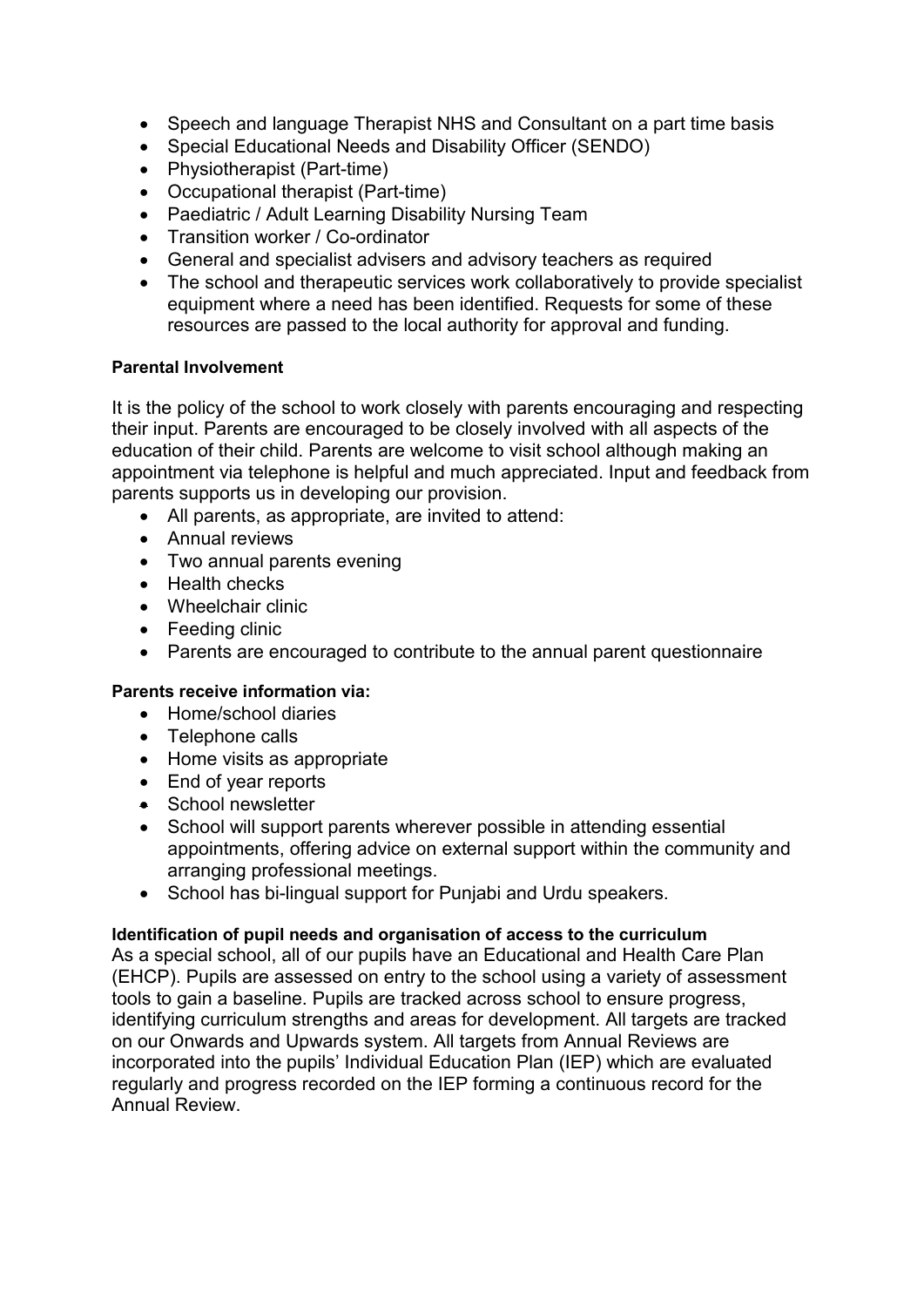- Speech and language Therapist NHS and Consultant on a part time basis
- Special Educational Needs and Disability Officer (SENDO)
- Physiotherapist (Part-time)
- Occupational therapist (Part-time)
- Paediatric / Adult Learning Disability Nursing Team
- Transition worker / Co-ordinator
- General and specialist advisers and advisory teachers as required
- The school and therapeutic services work collaboratively to provide specialist equipment where a need has been identified. Requests for some of these resources are passed to the local authority for approval and funding.

**Parental Involvement**

It is the policy of the school to work closely with parents encouraging and respecting their input. Parents are encouraged to be closely involved with all aspects of the education of their child. Parents are welcome to visit school although making an appointment via telephone is helpful and much appreciated. Input and feedback from parents supports us in developing our provision.

- All parents, as appropriate, are invited to attend:
- Annual reviews
- Two annual parents evening
- Health checks
- Wheelchair clinic
- Feeding clinic
- Parents are encouraged to contribute to the annual parent questionnaire

**Parents receive information via:**

- Home/school diaries
- Telephone calls
- Home visits as appropriate
- End of year reports
- School newsletter
- School will support parents wherever possible in attending essential appointments, offering advice on external support within the community and arranging professional meetings.
- School has bi-lingual support for Punjabi and Urdu speakers.

**Identification of pupil needs and organisation of access to the curriculum**

As a special school, all of our pupils have an Educational and Health Care Plan (EHCP). Pupils are assessed on entry to the school using a variety of assessment tools to gain a baseline. Pupils are tracked across school to ensure progress, identifying curriculum strengths and areas for development. All targets are tracked on our Onwards and Upwards system. All targets from Annual Reviews are incorporated into the pupils' Individual Education Plan (IEP) which are evaluated regularly and progress recorded on the IEP forming a continuous record for the Annual Review.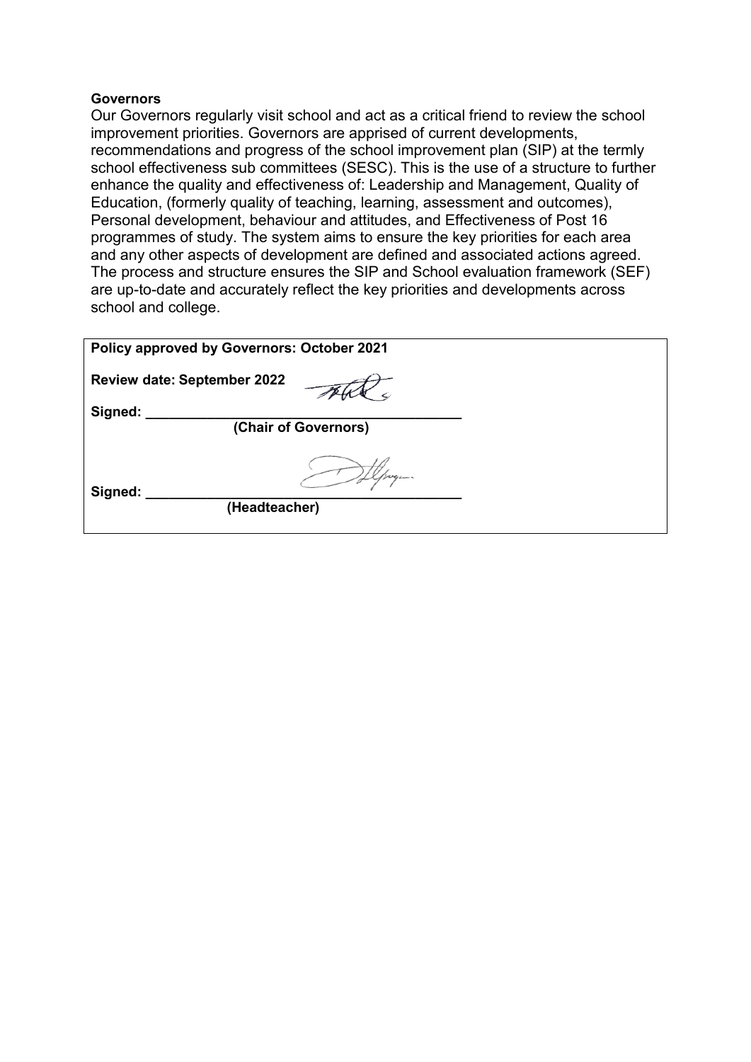**Governors**

Our Governors regularly visit school and act as a critical friend to review the school improvement priorities. Governors are apprised of current developments, recommendations and progress of the school improvement plan (SIP) at the termly school effectiveness sub committees (SESC). This is the use of a structure to further enhance the quality and effectiveness of: Leadership and Management, Quality of Education, (formerly quality of teaching, learning, assessment and outcomes), Personal development, behaviour and attitudes, and Effectiveness of Post 16 programmes of study. The system aims to ensure the key priorities for each area and any other aspects of development are defined and associated actions agreed. The process and structure ensures the SIP and School evaluation framework (SEF) are up-to-date and accurately reflect the key priorities and developments across school and college.

**Policy approved by Governors: October 2021**

**Review date: September 2022**

**Signed: ________________________________________**
**(Chair of Governors)**

**Signed: ________________________________________**
**(Headteacher)**